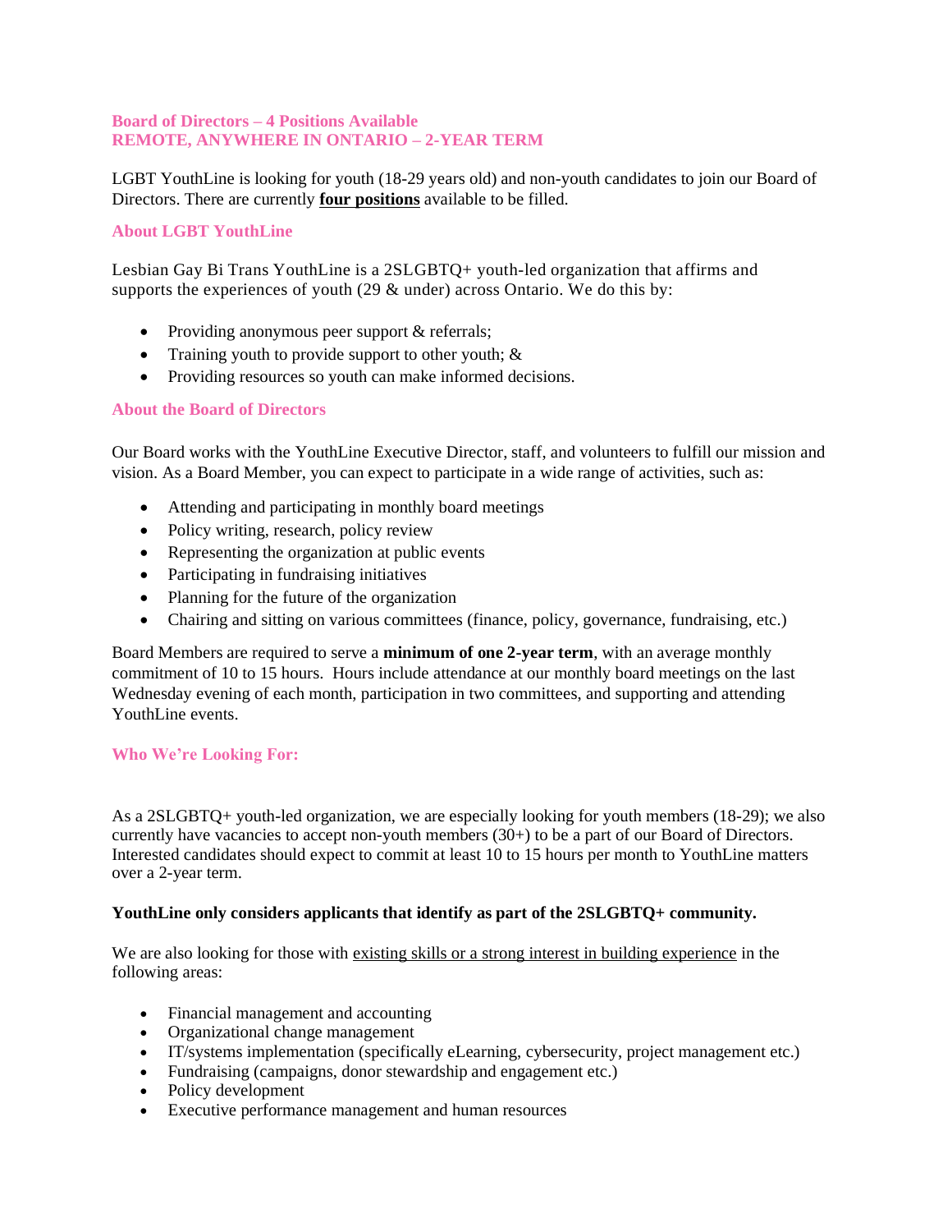## Board of Directors – 4 Positions Available
## REMOTE, ANYWHERE IN ONTARIO – 2-YEAR TERM

LGBT YouthLine is looking for youth (18-29 years old) and non-youth candidates to join our Board of Directors. There are currently **four positions** available to be filled.

### About LGBT YouthLine

Lesbian Gay Bi Trans YouthLine is a 2SLGBTQ+ youth-led organization that affirms and supports the experiences of youth (29 & under) across Ontario. We do this by:

- Providing anonymous peer support & referrals;
- Training youth to provide support to other youth; &
- Providing resources so youth can make informed decisions.

### About the Board of Directors

Our Board works with the YouthLine Executive Director, staff, and volunteers to fulfill our mission and vision. As a Board Member, you can expect to participate in a wide range of activities, such as:

- Attending and participating in monthly board meetings
- Policy writing, research, policy review
- Representing the organization at public events
- Participating in fundraising initiatives
- Planning for the future of the organization
- Chairing and sitting on various committees (finance, policy, governance, fundraising, etc.)

Board Members are required to serve a **minimum of one 2-year term**, with an average monthly commitment of 10 to 15 hours. Hours include attendance at our monthly board meetings on the last Wednesday evening of each month, participation in two committees, and supporting and attending YouthLine events.

### Who We're Looking For:

As a 2SLGBTQ+ youth-led organization, we are especially looking for youth members (18-29); we also currently have vacancies to accept non-youth members (30+) to be a part of our Board of Directors. Interested candidates should expect to commit at least 10 to 15 hours per month to YouthLine matters over a 2-year term.

**YouthLine only considers applicants that identify as part of the 2SLGBTQ+ community.**

We are also looking for those with existing skills or a strong interest in building experience in the following areas:

- Financial management and accounting
- Organizational change management
- IT/systems implementation (specifically eLearning, cybersecurity, project management etc.)
- Fundraising (campaigns, donor stewardship and engagement etc.)
- Policy development
- Executive performance management and human resources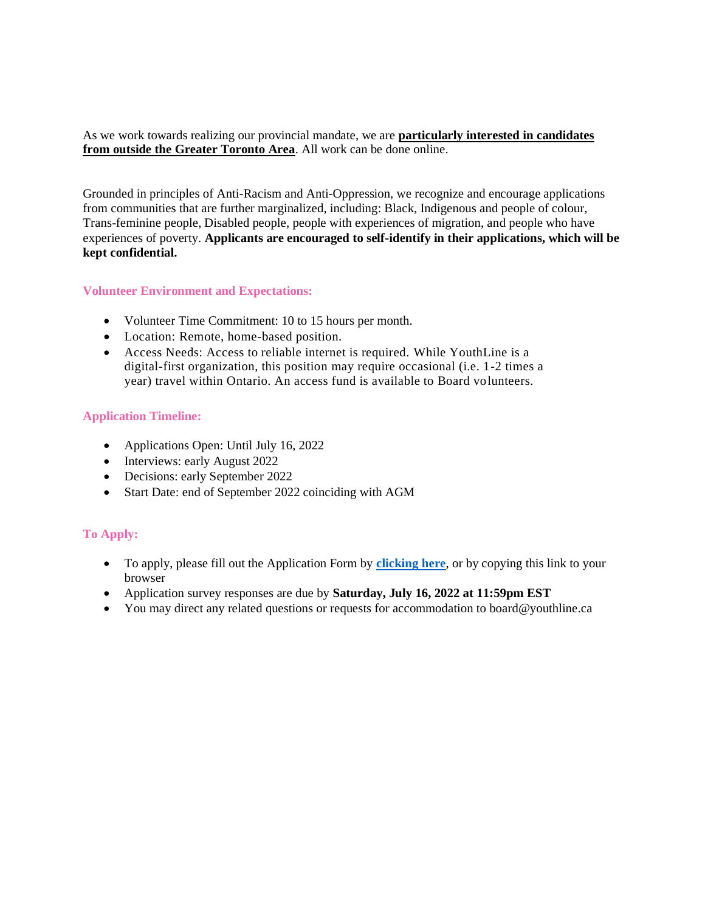As we work towards realizing our provincial mandate, we are **particularly interested in candidates from outside the Greater Toronto Area**. All work can be done online.

Grounded in principles of Anti-Racism and Anti-Oppression, we recognize and encourage applications from communities that are further marginalized, including: Black, Indigenous and people of colour, Trans-feminine people, Disabled people, people with experiences of migration, and people who have experiences of poverty. **Applicants are encouraged to self-identify in their applications, which will be kept confidential.**

### Volunteer Environment and Expectations:

- Volunteer Time Commitment: 10 to 15 hours per month.
- Location: Remote, home-based position.
- Access Needs: Access to reliable internet is required. While YouthLine is a digital-first organization, this position may require occasional (i.e. 1-2 times a year) travel within Ontario. An access fund is available to Board volunteers.

### Application Timeline:

- Applications Open: Until July 16, 2022
- Interviews: early August 2022
- Decisions: early September 2022
- Start Date: end of September 2022 coinciding with AGM

### To Apply:

- To apply, please fill out the Application Form by **clicking here**, or by copying this link to your browser
- Application survey responses are due by **Saturday, July 16, 2022 at 11:59pm EST**
- You may direct any related questions or requests for accommodation to board@youthline.ca